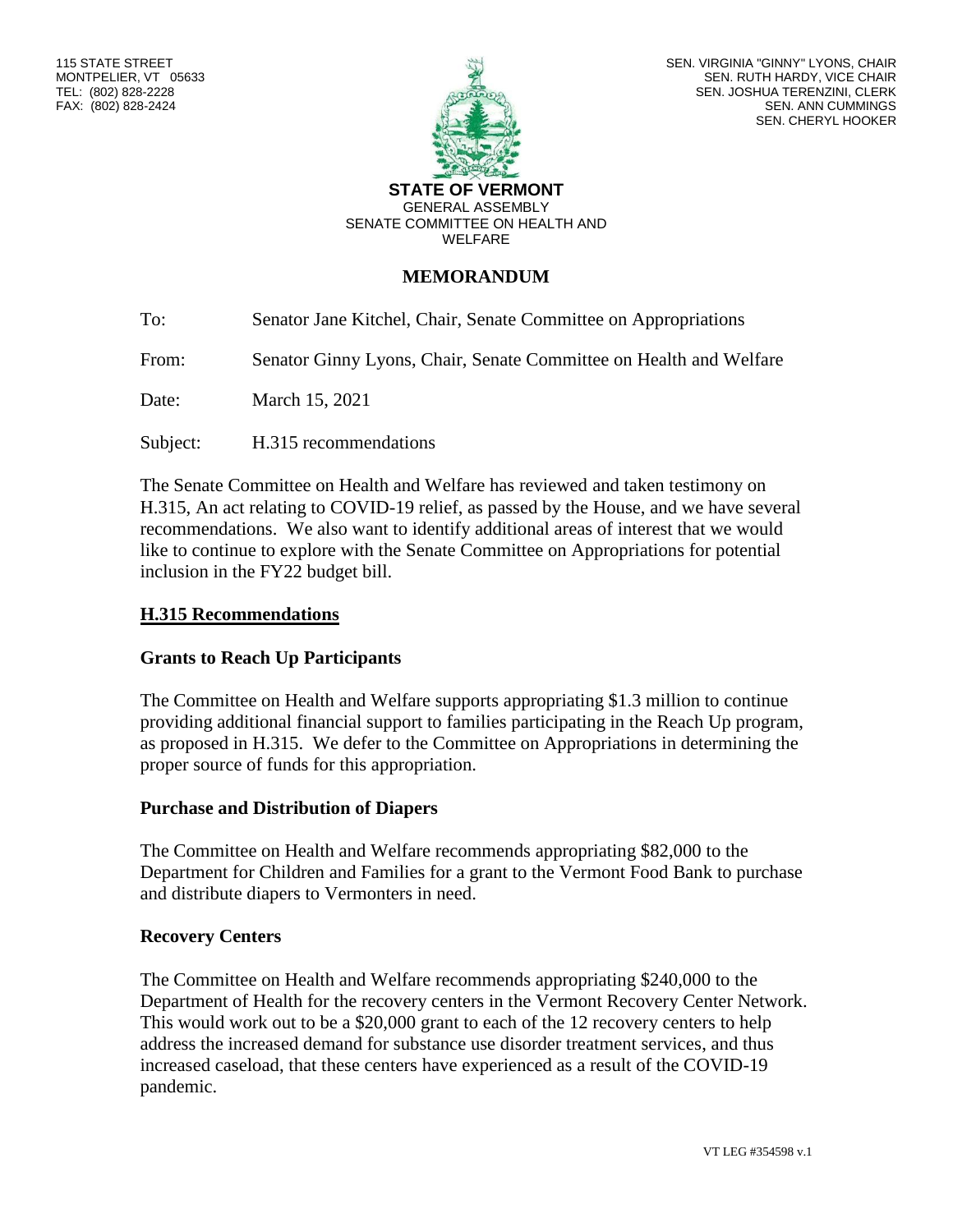115 STATE STREET
MONTPELIER, VT 05633
TEL: (802) 828-2228
FAX: (802) 828-2424

SEN. VIRGINIA "GINNY" LYONS, CHAIR
SEN. RUTH HARDY, VICE CHAIR
SEN. JOSHUA TERENZINI, CLERK
SEN. ANN CUMMINGS
SEN. CHERYL HOOKER

**STATE OF VERMONT**
GENERAL ASSEMBLY
SENATE COMMITTEE ON HEALTH AND WELFARE

## MEMORANDUM

To: Senator Jane Kitchel, Chair, Senate Committee on Appropriations

From: Senator Ginny Lyons, Chair, Senate Committee on Health and Welfare

Date: March 15, 2021

Subject: H.315 recommendations

The Senate Committee on Health and Welfare has reviewed and taken testimony on H.315, An act relating to COVID-19 relief, as passed by the House, and we have several recommendations. We also want to identify additional areas of interest that we would like to continue to explore with the Senate Committee on Appropriations for potential inclusion in the FY22 budget bill.

## H.315 Recommendations

### Grants to Reach Up Participants

The Committee on Health and Welfare supports appropriating $1.3 million to continue providing additional financial support to families participating in the Reach Up program, as proposed in H.315. We defer to the Committee on Appropriations in determining the proper source of funds for this appropriation.

### Purchase and Distribution of Diapers

The Committee on Health and Welfare recommends appropriating $82,000 to the Department for Children and Families for a grant to the Vermont Food Bank to purchase and distribute diapers to Vermonters in need.

### Recovery Centers

The Committee on Health and Welfare recommends appropriating $240,000 to the Department of Health for the recovery centers in the Vermont Recovery Center Network. This would work out to be a $20,000 grant to each of the 12 recovery centers to help address the increased demand for substance use disorder treatment services, and thus increased caseload, that these centers have experienced as a result of the COVID-19 pandemic.

VT LEG #354598 v.1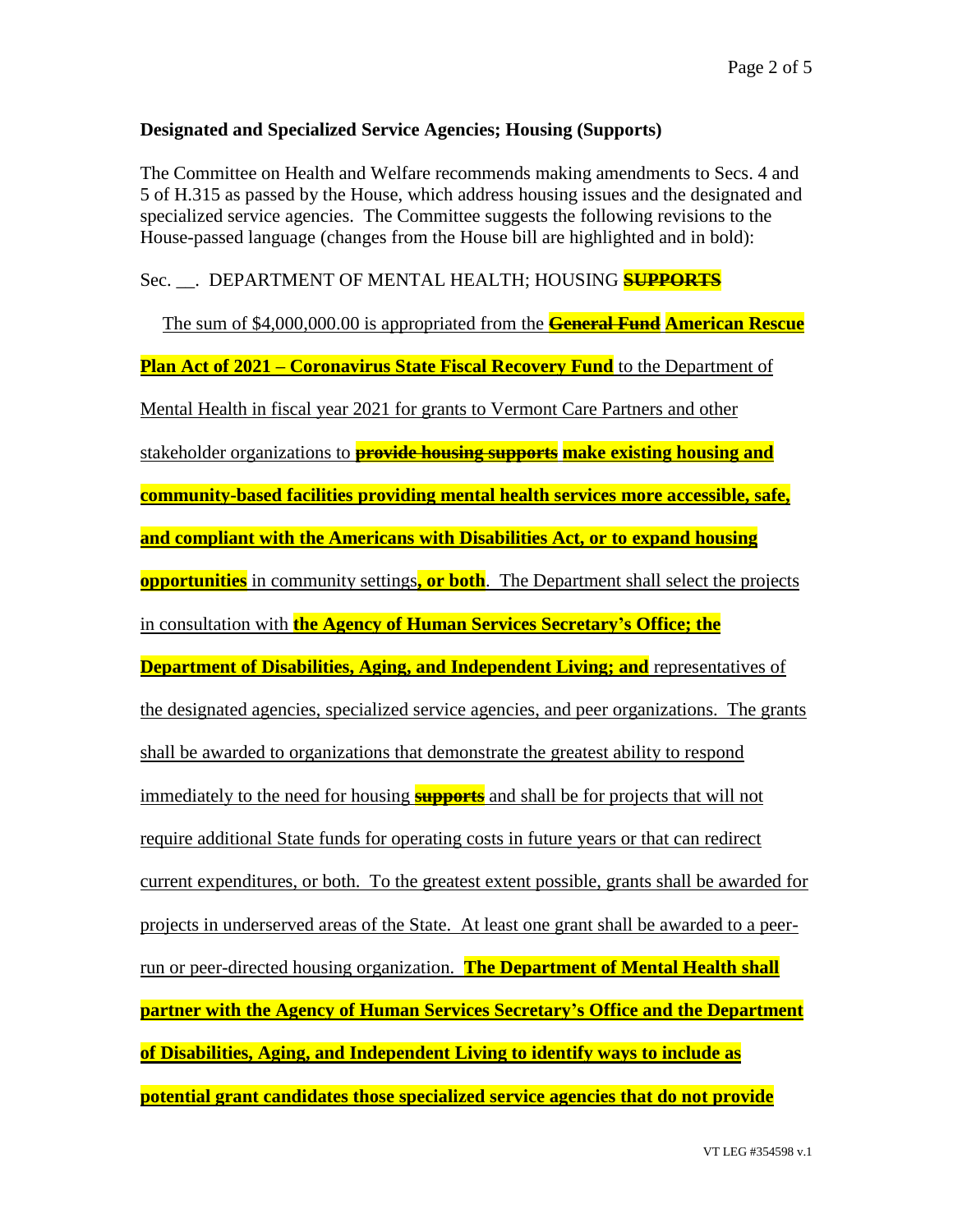**Designated and Specialized Service Agencies; Housing (Supports)**

The Committee on Health and Welfare recommends making amendments to Secs. 4 and 5 of H.315 as passed by the House, which address housing issues and the designated and specialized service agencies. The Committee suggests the following revisions to the House-passed language (changes from the House bill are highlighted and in bold):

Sec. __. DEPARTMENT OF MENTAL HEALTH; HOUSING ~~**SUPPORTS**~~

The sum of $4,000,000.00 is appropriated from the ~~**General Fund**~~ **American Rescue Plan Act of 2021 – Coronavirus State Fiscal Recovery Fund** to the Department of Mental Health in fiscal year 2021 for grants to Vermont Care Partners and other stakeholder organizations to ~~**provide housing supports**~~ **make existing housing and community-based facilities providing mental health services more accessible, safe, and compliant with the Americans with Disabilities Act, or to expand housing opportunities** in community settings**, or both**. The Department shall select the projects in consultation with **the Agency of Human Services Secretary's Office; the Department of Disabilities, Aging, and Independent Living; and** representatives of the designated agencies, specialized service agencies, and peer organizations. The grants shall be awarded to organizations that demonstrate the greatest ability to respond immediately to the need for housing ~~**supports**~~ and shall be for projects that will not require additional State funds for operating costs in future years or that can redirect current expenditures, or both. To the greatest extent possible, grants shall be awarded for projects in underserved areas of the State. At least one grant shall be awarded to a peer-run or peer-directed housing organization. **The Department of Mental Health shall partner with the Agency of Human Services Secretary's Office and the Department of Disabilities, Aging, and Independent Living to identify ways to include as potential grant candidates those specialized service agencies that do not provide**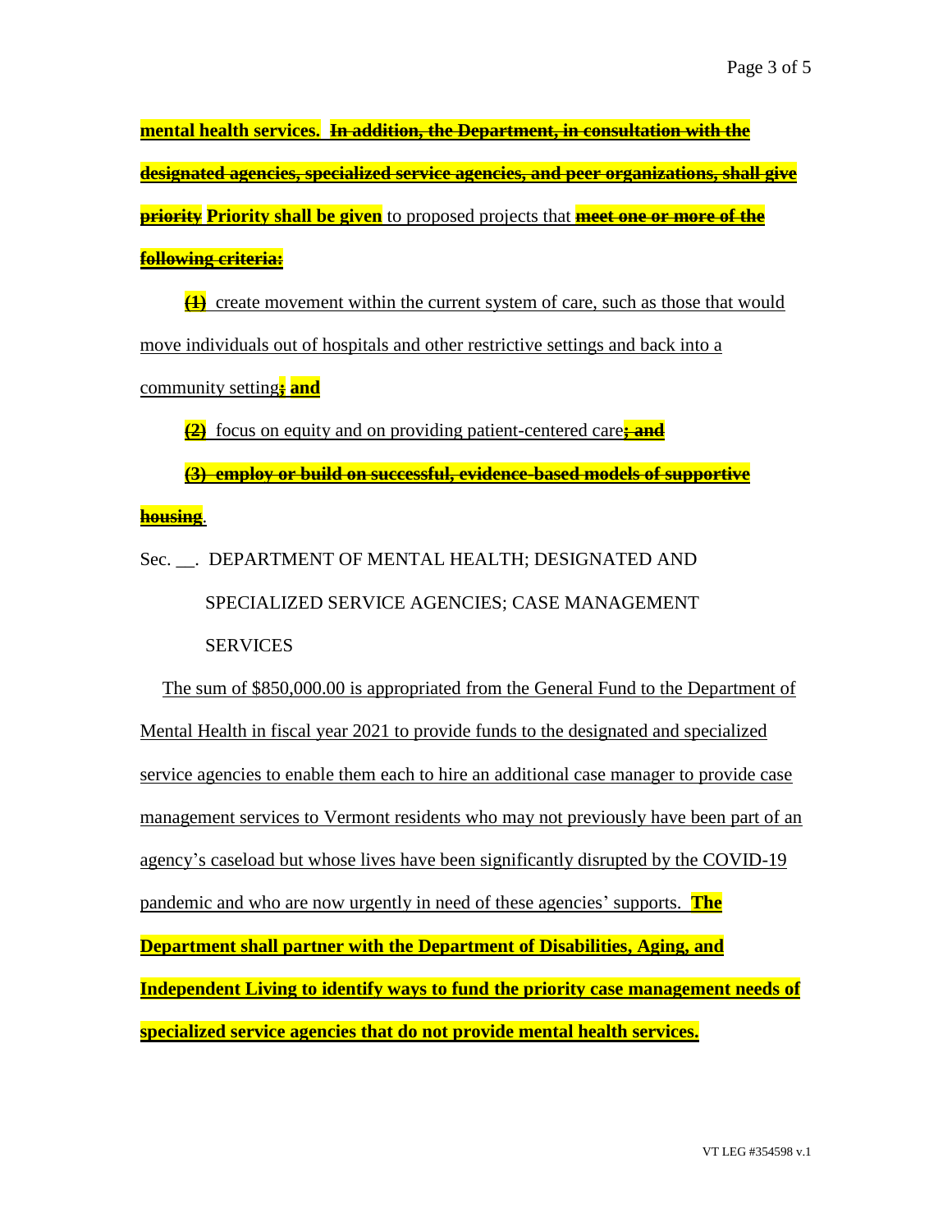mental health services. ~~In addition, the Department, in consultation with the designated agencies, specialized service agencies, and peer organizations, shall give priority~~ **Priority shall be given** to proposed projects that ~~meet one or more of the following criteria:~~

~~(1)~~ create movement within the current system of care, such as those that would move individuals out of hospitals and other restrictive settings and back into a community setting~~;~~ **and**

~~(2)~~ focus on equity and on providing patient-centered care~~; and~~

~~(3) employ or build on successful, evidence-based models of supportive housing~~.

Sec. __. DEPARTMENT OF MENTAL HEALTH; DESIGNATED AND SPECIALIZED SERVICE AGENCIES; CASE MANAGEMENT SERVICES

The sum of $850,000.00 is appropriated from the General Fund to the Department of Mental Health in fiscal year 2021 to provide funds to the designated and specialized service agencies to enable them each to hire an additional case manager to provide case management services to Vermont residents who may not previously have been part of an agency's caseload but whose lives have been significantly disrupted by the COVID-19 pandemic and who are now urgently in need of these agencies' supports. **The Department shall partner with the Department of Disabilities, Aging, and Independent Living to identify ways to fund the priority case management needs of specialized service agencies that do not provide mental health services.**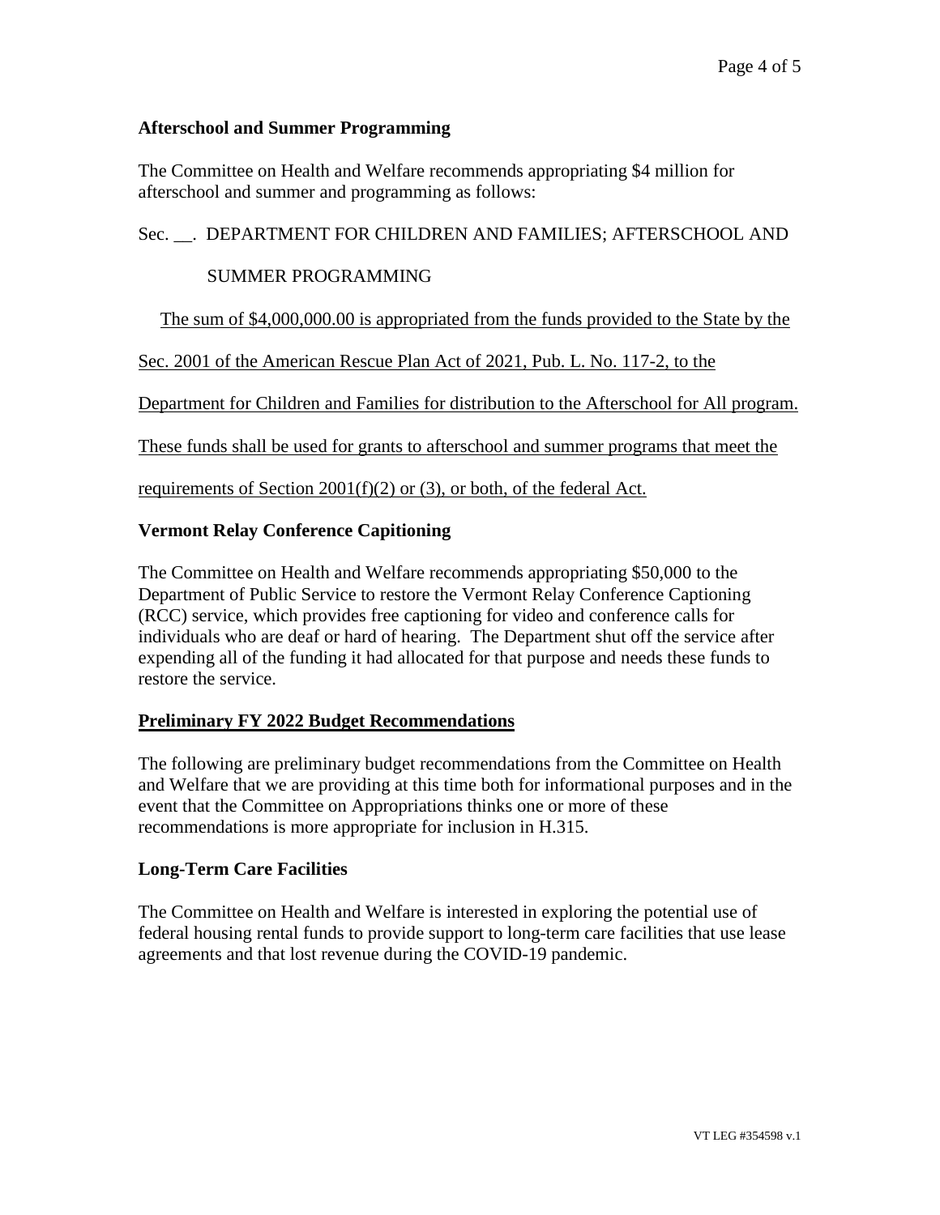**Afterschool and Summer Programming**

The Committee on Health and Welfare recommends appropriating $4 million for afterschool and summer and programming as follows:

Sec. __. DEPARTMENT FOR CHILDREN AND FAMILIES; AFTERSCHOOL AND SUMMER PROGRAMMING

<u>The sum of $4,000,000.00 is appropriated from the funds provided to the State by the Sec. 2001 of the American Rescue Plan Act of 2021, Pub. L. No. 117-2, to the Department for Children and Families for distribution to the Afterschool for All program. These funds shall be used for grants to afterschool and summer programs that meet the requirements of Section 2001(f)(2) or (3), or both, of the federal Act.</u>

**Vermont Relay Conference Capitioning**

The Committee on Health and Welfare recommends appropriating $50,000 to the Department of Public Service to restore the Vermont Relay Conference Captioning (RCC) service, which provides free captioning for video and conference calls for individuals who are deaf or hard of hearing. The Department shut off the service after expending all of the funding it had allocated for that purpose and needs these funds to restore the service.

## Preliminary FY 2022 Budget Recommendations

The following are preliminary budget recommendations from the Committee on Health and Welfare that we are providing at this time both for informational purposes and in the event that the Committee on Appropriations thinks one or more of these recommendations is more appropriate for inclusion in H.315.

**Long-Term Care Facilities**

The Committee on Health and Welfare is interested in exploring the potential use of federal housing rental funds to provide support to long-term care facilities that use lease agreements and that lost revenue during the COVID-19 pandemic.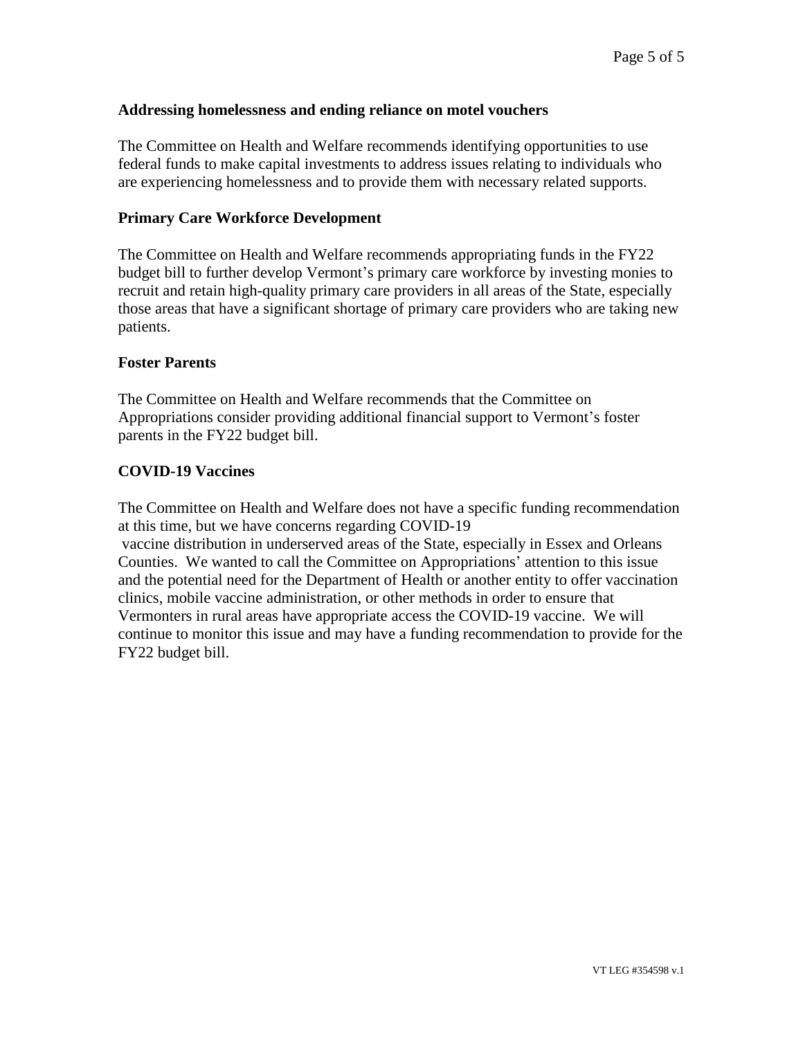**Addressing homelessness and ending reliance on motel vouchers**

The Committee on Health and Welfare recommends identifying opportunities to use federal funds to make capital investments to address issues relating to individuals who are experiencing homelessness and to provide them with necessary related supports.

**Primary Care Workforce Development**

The Committee on Health and Welfare recommends appropriating funds in the FY22 budget bill to further develop Vermont's primary care workforce by investing monies to recruit and retain high-quality primary care providers in all areas of the State, especially those areas that have a significant shortage of primary care providers who are taking new patients.

**Foster Parents**

The Committee on Health and Welfare recommends that the Committee on Appropriations consider providing additional financial support to Vermont's foster parents in the FY22 budget bill.

**COVID-19 Vaccines**

The Committee on Health and Welfare does not have a specific funding recommendation at this time, but we have concerns regarding COVID-19 vaccine distribution in underserved areas of the State, especially in Essex and Orleans Counties. We wanted to call the Committee on Appropriations' attention to this issue and the potential need for the Department of Health or another entity to offer vaccination clinics, mobile vaccine administration, or other methods in order to ensure that Vermonters in rural areas have appropriate access the COVID-19 vaccine. We will continue to monitor this issue and may have a funding recommendation to provide for the FY22 budget bill.

VT LEG #354598 v.1